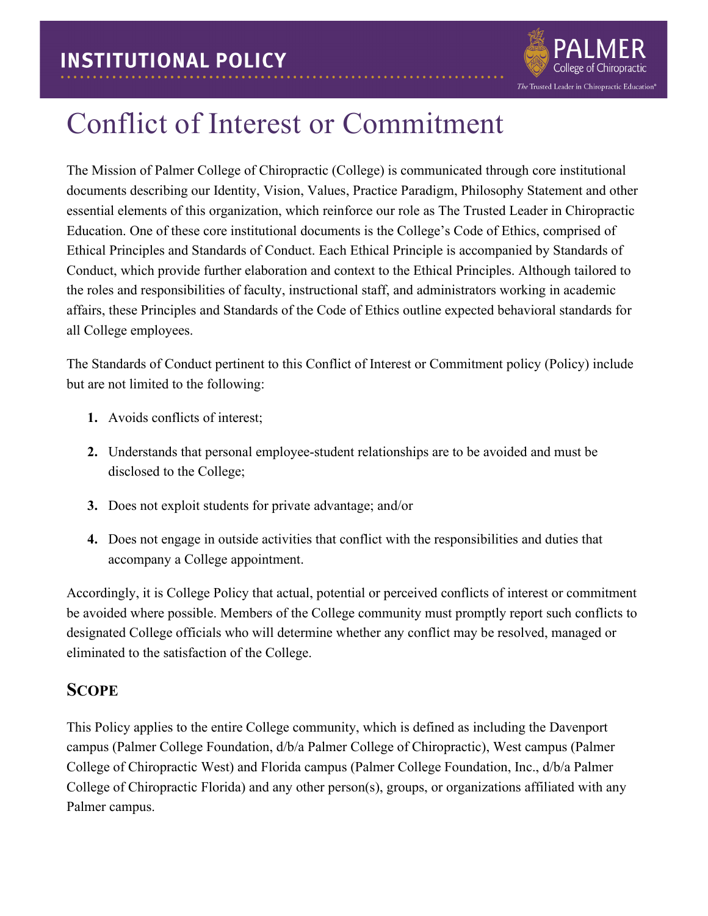INSTITUTIONAL POLICY

# Conflict of Interest or Commitment

The Mission of Palmer College of Chiropractic (College) is communicated through core institutional documents describing our Identity, Vision, Values, Practice Paradigm, Philosophy Statement and other essential elements of this organization, which reinforce our role as The Trusted Leader in Chiropractic Education. One of these core institutional documents is the College's Code of Ethics, comprised of Ethical Principles and Standards of Conduct. Each Ethical Principle is accompanied by Standards of Conduct, which provide further elaboration and context to the Ethical Principles. Although tailored to the roles and responsibilities of faculty, instructional staff, and administrators working in academic affairs, these Principles and Standards of the Code of Ethics outline expected behavioral standards for all College employees.

The Standards of Conduct pertinent to this Conflict of Interest or Commitment policy (Policy) include but are not limited to the following:

1. Avoids conflicts of interest;
2. Understands that personal employee-student relationships are to be avoided and must be disclosed to the College;
3. Does not exploit students for private advantage; and/or
4. Does not engage in outside activities that conflict with the responsibilities and duties that accompany a College appointment.

Accordingly, it is College Policy that actual, potential or perceived conflicts of interest or commitment be avoided where possible. Members of the College community must promptly report such conflicts to designated College officials who will determine whether any conflict may be resolved, managed or eliminated to the satisfaction of the College.

## Scope

This Policy applies to the entire College community, which is defined as including the Davenport campus (Palmer College Foundation, d/b/a Palmer College of Chiropractic), West campus (Palmer College of Chiropractic West) and Florida campus (Palmer College Foundation, Inc., d/b/a Palmer College of Chiropractic Florida) and any other person(s), groups, or organizations affiliated with any Palmer campus.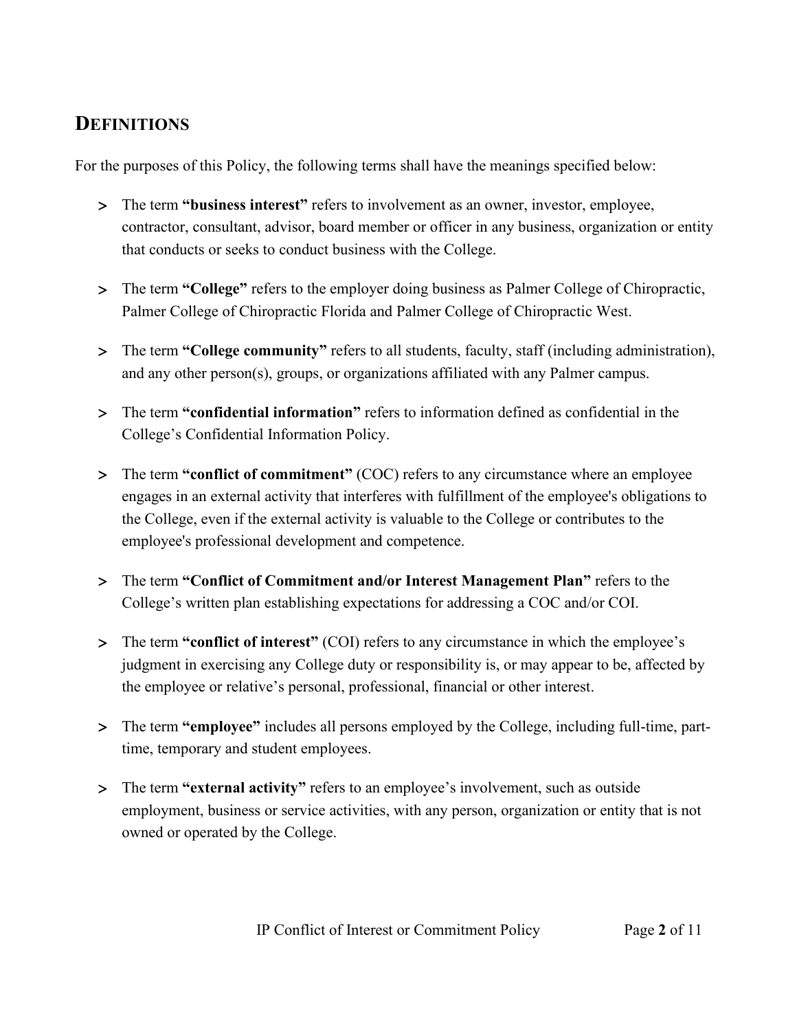## DEFINITIONS

For the purposes of this Policy, the following terms shall have the meanings specified below:

- The term **"business interest"** refers to involvement as an owner, investor, employee, contractor, consultant, advisor, board member or officer in any business, organization or entity that conducts or seeks to conduct business with the College.

- The term **"College"** refers to the employer doing business as Palmer College of Chiropractic, Palmer College of Chiropractic Florida and Palmer College of Chiropractic West.

- The term **"College community"** refers to all students, faculty, staff (including administration), and any other person(s), groups, or organizations affiliated with any Palmer campus.

- The term **"confidential information"** refers to information defined as confidential in the College's Confidential Information Policy.

- The term **"conflict of commitment"** (COC) refers to any circumstance where an employee engages in an external activity that interferes with fulfillment of the employee's obligations to the College, even if the external activity is valuable to the College or contributes to the employee's professional development and competence.

- The term **"Conflict of Commitment and/or Interest Management Plan"** refers to the College's written plan establishing expectations for addressing a COC and/or COI.

- The term **"conflict of interest"** (COI) refers to any circumstance in which the employee's judgment in exercising any College duty or responsibility is, or may appear to be, affected by the employee or relative's personal, professional, financial or other interest.

- The term **"employee"** includes all persons employed by the College, including full-time, part-time, temporary and student employees.

- The term **"external activity"** refers to an employee's involvement, such as outside employment, business or service activities, with any person, organization or entity that is not owned or operated by the College.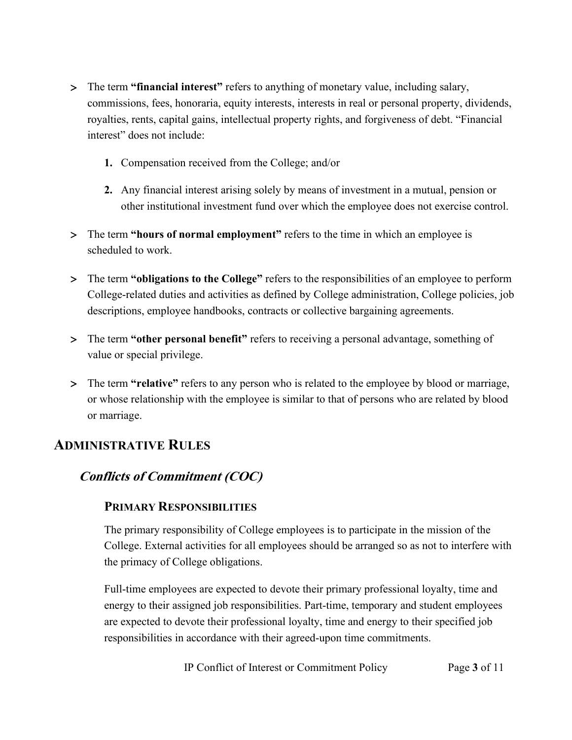- The term **"financial interest"** refers to anything of monetary value, including salary, commissions, fees, honoraria, equity interests, interests in real or personal property, dividends, royalties, rents, capital gains, intellectual property rights, and forgiveness of debt. "Financial interest" does not include:

  1. Compensation received from the College; and/or
  2. Any financial interest arising solely by means of investment in a mutual, pension or other institutional investment fund over which the employee does not exercise control.

- The term **"hours of normal employment"** refers to the time in which an employee is scheduled to work.

- The term **"obligations to the College"** refers to the responsibilities of an employee to perform College-related duties and activities as defined by College administration, College policies, job descriptions, employee handbooks, contracts or collective bargaining agreements.

- The term **"other personal benefit"** refers to receiving a personal advantage, something of value or special privilege.

- The term **"relative"** refers to any person who is related to the employee by blood or marriage, or whose relationship with the employee is similar to that of persons who are related by blood or marriage.

## Administrative Rules

### *Conflicts of Commitment (COC)*

#### Primary Responsibilities

The primary responsibility of College employees is to participate in the mission of the College. External activities for all employees should be arranged so as not to interfere with the primacy of College obligations.

Full-time employees are expected to devote their primary professional loyalty, time and energy to their assigned job responsibilities. Part-time, temporary and student employees are expected to devote their professional loyalty, time and energy to their specified job responsibilities in accordance with their agreed-upon time commitments.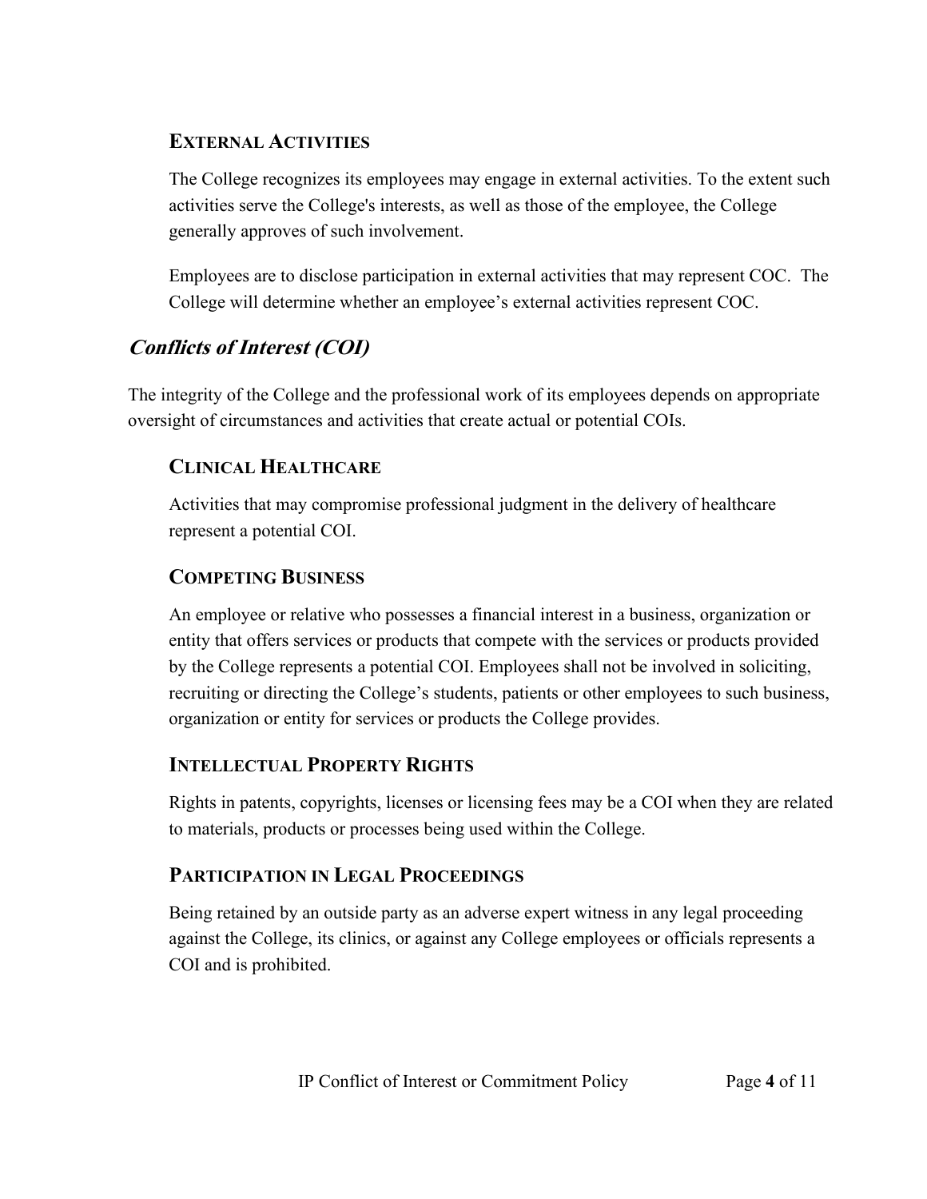### External Activities

The College recognizes its employees may engage in external activities. To the extent such activities serve the College's interests, as well as those of the employee, the College generally approves of such involvement.

Employees are to disclose participation in external activities that may represent COC. The College will determine whether an employee's external activities represent COC.

## *Conflicts of Interest (COI)*

The integrity of the College and the professional work of its employees depends on appropriate oversight of circumstances and activities that create actual or potential COIs.

### Clinical Healthcare

Activities that may compromise professional judgment in the delivery of healthcare represent a potential COI.

### Competing Business

An employee or relative who possesses a financial interest in a business, organization or entity that offers services or products that compete with the services or products provided by the College represents a potential COI. Employees shall not be involved in soliciting, recruiting or directing the College's students, patients or other employees to such business, organization or entity for services or products the College provides.

### Intellectual Property Rights

Rights in patents, copyrights, licenses or licensing fees may be a COI when they are related to materials, products or processes being used within the College.

### Participation in Legal Proceedings

Being retained by an outside party as an adverse expert witness in any legal proceeding against the College, its clinics, or against any College employees or officials represents a COI and is prohibited.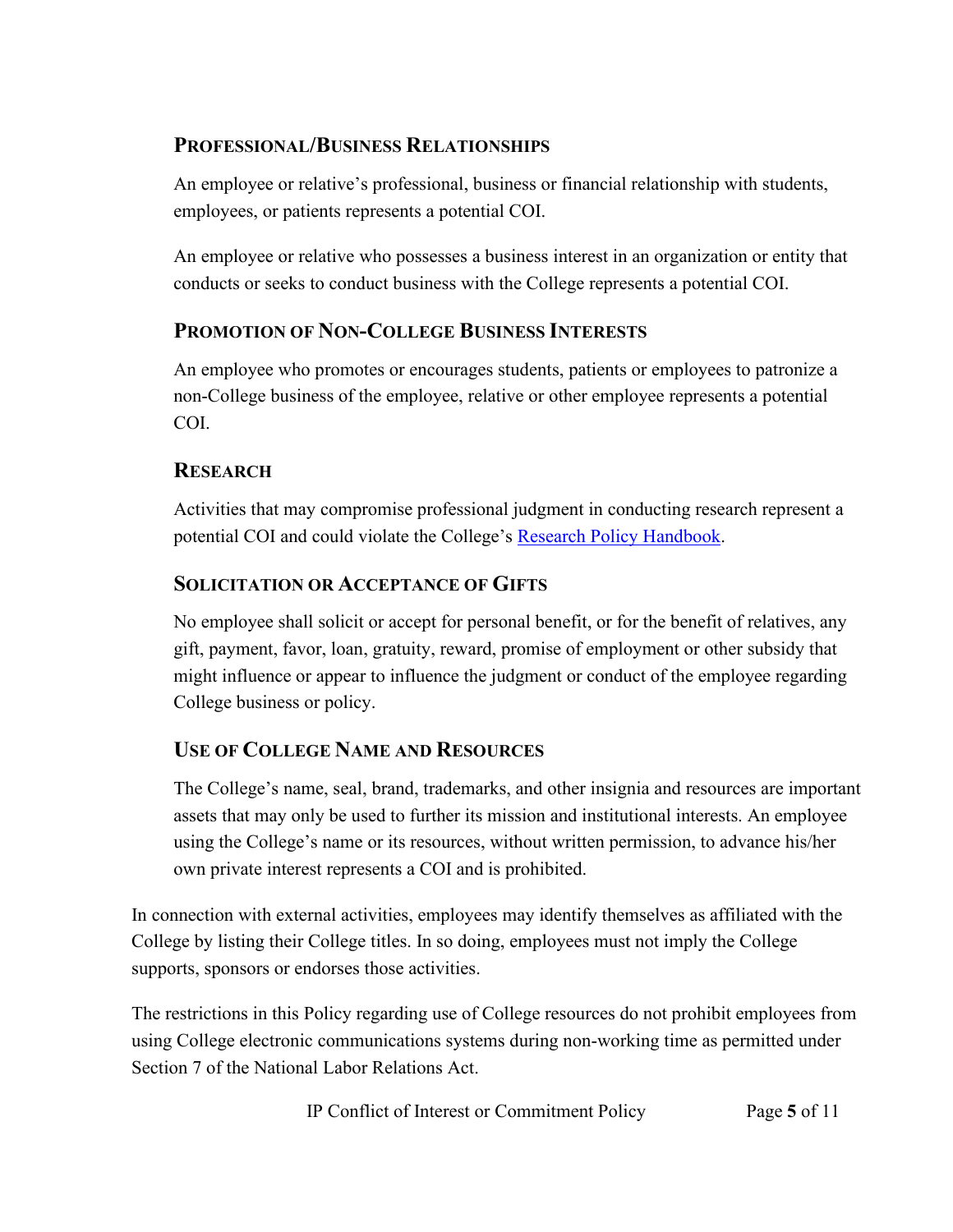### Professional/Business Relationships

An employee or relative's professional, business or financial relationship with students, employees, or patients represents a potential COI.

An employee or relative who possesses a business interest in an organization or entity that conducts or seeks to conduct business with the College represents a potential COI.

### Promotion of Non-College Business Interests

An employee who promotes or encourages students, patients or employees to patronize a non-College business of the employee, relative or other employee represents a potential COI.

### Research

Activities that may compromise professional judgment in conducting research represent a potential COI and could violate the College's Research Policy Handbook.

### Solicitation or Acceptance of Gifts

No employee shall solicit or accept for personal benefit, or for the benefit of relatives, any gift, payment, favor, loan, gratuity, reward, promise of employment or other subsidy that might influence or appear to influence the judgment or conduct of the employee regarding College business or policy.

### Use of College Name and Resources

The College's name, seal, brand, trademarks, and other insignia and resources are important assets that may only be used to further its mission and institutional interests. An employee using the College's name or its resources, without written permission, to advance his/her own private interest represents a COI and is prohibited.

In connection with external activities, employees may identify themselves as affiliated with the College by listing their College titles. In so doing, employees must not imply the College supports, sponsors or endorses those activities.

The restrictions in this Policy regarding use of College resources do not prohibit employees from using College electronic communications systems during non-working time as permitted under Section 7 of the National Labor Relations Act.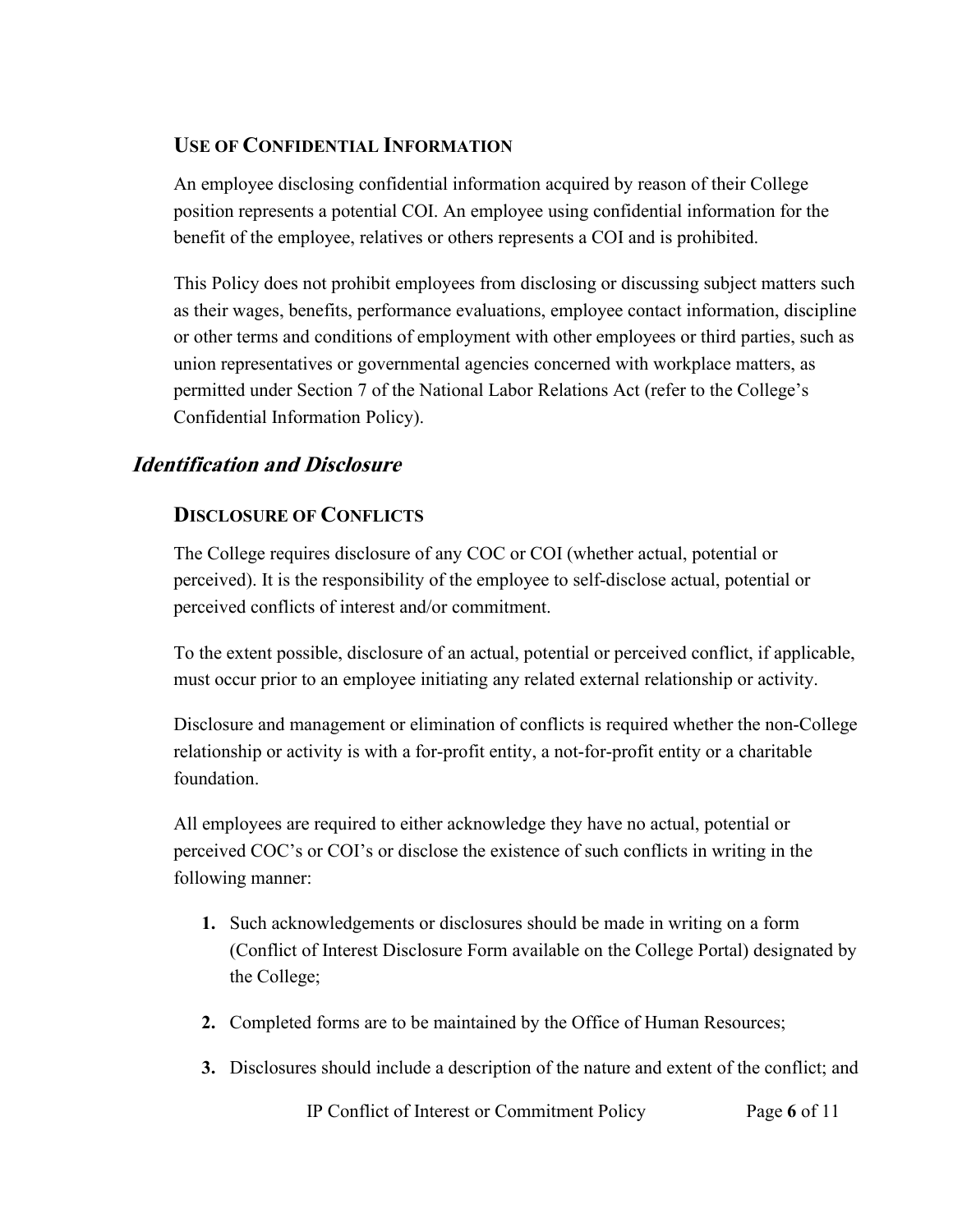### Use of Confidential Information

An employee disclosing confidential information acquired by reason of their College position represents a potential COI. An employee using confidential information for the benefit of the employee, relatives or others represents a COI and is prohibited.

This Policy does not prohibit employees from disclosing or discussing subject matters such as their wages, benefits, performance evaluations, employee contact information, discipline or other terms and conditions of employment with other employees or third parties, such as union representatives or governmental agencies concerned with workplace matters, as permitted under Section 7 of the National Labor Relations Act (refer to the College's Confidential Information Policy).

## *Identification and Disclosure*

### Disclosure of Conflicts

The College requires disclosure of any COC or COI (whether actual, potential or perceived). It is the responsibility of the employee to self-disclose actual, potential or perceived conflicts of interest and/or commitment.

To the extent possible, disclosure of an actual, potential or perceived conflict, if applicable, must occur prior to an employee initiating any related external relationship or activity.

Disclosure and management or elimination of conflicts is required whether the non-College relationship or activity is with a for-profit entity, a not-for-profit entity or a charitable foundation.

All employees are required to either acknowledge they have no actual, potential or perceived COC's or COI's or disclose the existence of such conflicts in writing in the following manner:

1. Such acknowledgements or disclosures should be made in writing on a form (Conflict of Interest Disclosure Form available on the College Portal) designated by the College;
2. Completed forms are to be maintained by the Office of Human Resources;
3. Disclosures should include a description of the nature and extent of the conflict; and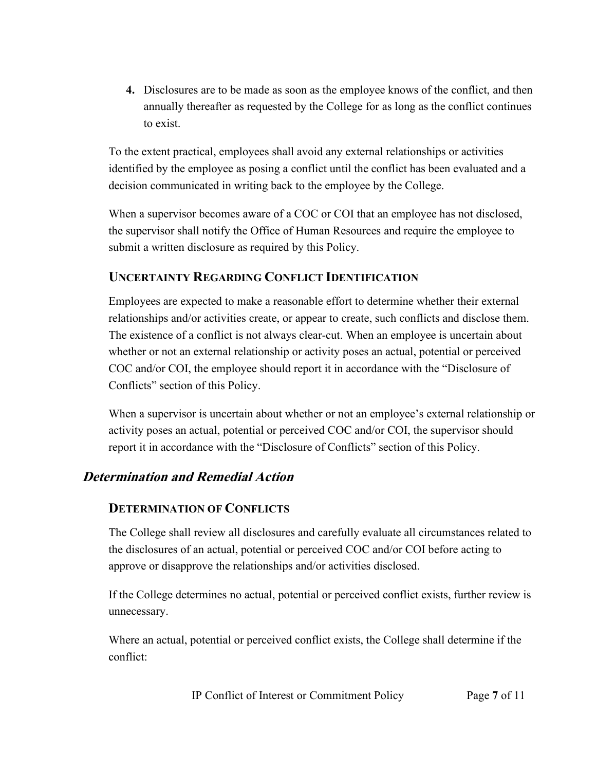4. Disclosures are to be made as soon as the employee knows of the conflict, and then annually thereafter as requested by the College for as long as the conflict continues to exist.

To the extent practical, employees shall avoid any external relationships or activities identified by the employee as posing a conflict until the conflict has been evaluated and a decision communicated in writing back to the employee by the College.

When a supervisor becomes aware of a COC or COI that an employee has not disclosed, the supervisor shall notify the Office of Human Resources and require the employee to submit a written disclosure as required by this Policy.

### UNCERTAINTY REGARDING CONFLICT IDENTIFICATION

Employees are expected to make a reasonable effort to determine whether their external relationships and/or activities create, or appear to create, such conflicts and disclose them. The existence of a conflict is not always clear-cut. When an employee is uncertain about whether or not an external relationship or activity poses an actual, potential or perceived COC and/or COI, the employee should report it in accordance with the "Disclosure of Conflicts" section of this Policy.

When a supervisor is uncertain about whether or not an employee's external relationship or activity poses an actual, potential or perceived COC and/or COI, the supervisor should report it in accordance with the "Disclosure of Conflicts" section of this Policy.

## *Determination and Remedial Action*

### DETERMINATION OF CONFLICTS

The College shall review all disclosures and carefully evaluate all circumstances related to the disclosures of an actual, potential or perceived COC and/or COI before acting to approve or disapprove the relationships and/or activities disclosed.

If the College determines no actual, potential or perceived conflict exists, further review is unnecessary.

Where an actual, potential or perceived conflict exists, the College shall determine if the conflict: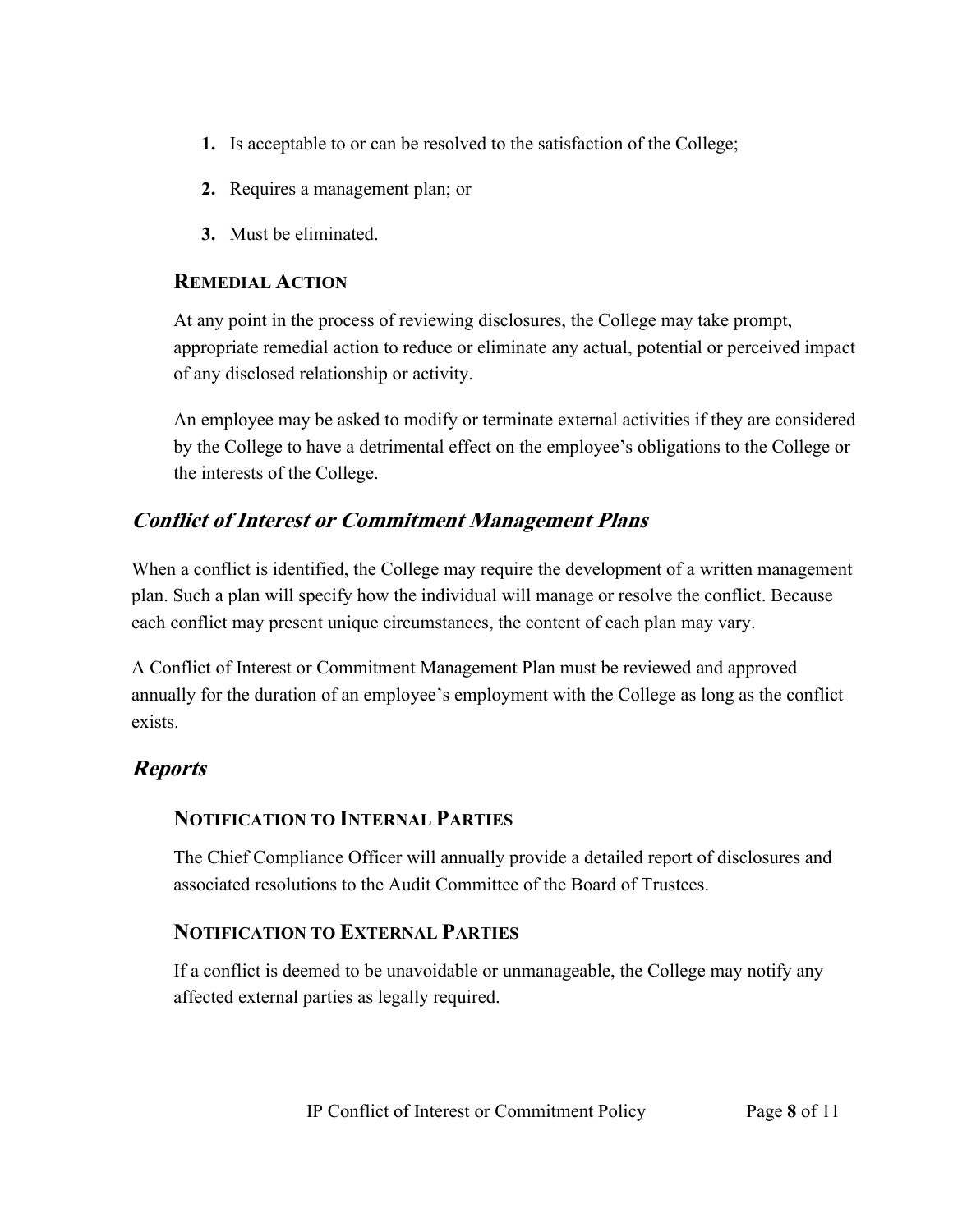1. Is acceptable to or can be resolved to the satisfaction of the College;
2. Requires a management plan; or
3. Must be eliminated.

### Remedial Action

At any point in the process of reviewing disclosures, the College may take prompt, appropriate remedial action to reduce or eliminate any actual, potential or perceived impact of any disclosed relationship or activity.

An employee may be asked to modify or terminate external activities if they are considered by the College to have a detrimental effect on the employee's obligations to the College or the interests of the College.

## *Conflict of Interest or Commitment Management Plans*

When a conflict is identified, the College may require the development of a written management plan. Such a plan will specify how the individual will manage or resolve the conflict. Because each conflict may present unique circumstances, the content of each plan may vary.

A Conflict of Interest or Commitment Management Plan must be reviewed and approved annually for the duration of an employee's employment with the College as long as the conflict exists.

## *Reports*

### Notification to Internal Parties

The Chief Compliance Officer will annually provide a detailed report of disclosures and associated resolutions to the Audit Committee of the Board of Trustees.

### Notification to External Parties

If a conflict is deemed to be unavoidable or unmanageable, the College may notify any affected external parties as legally required.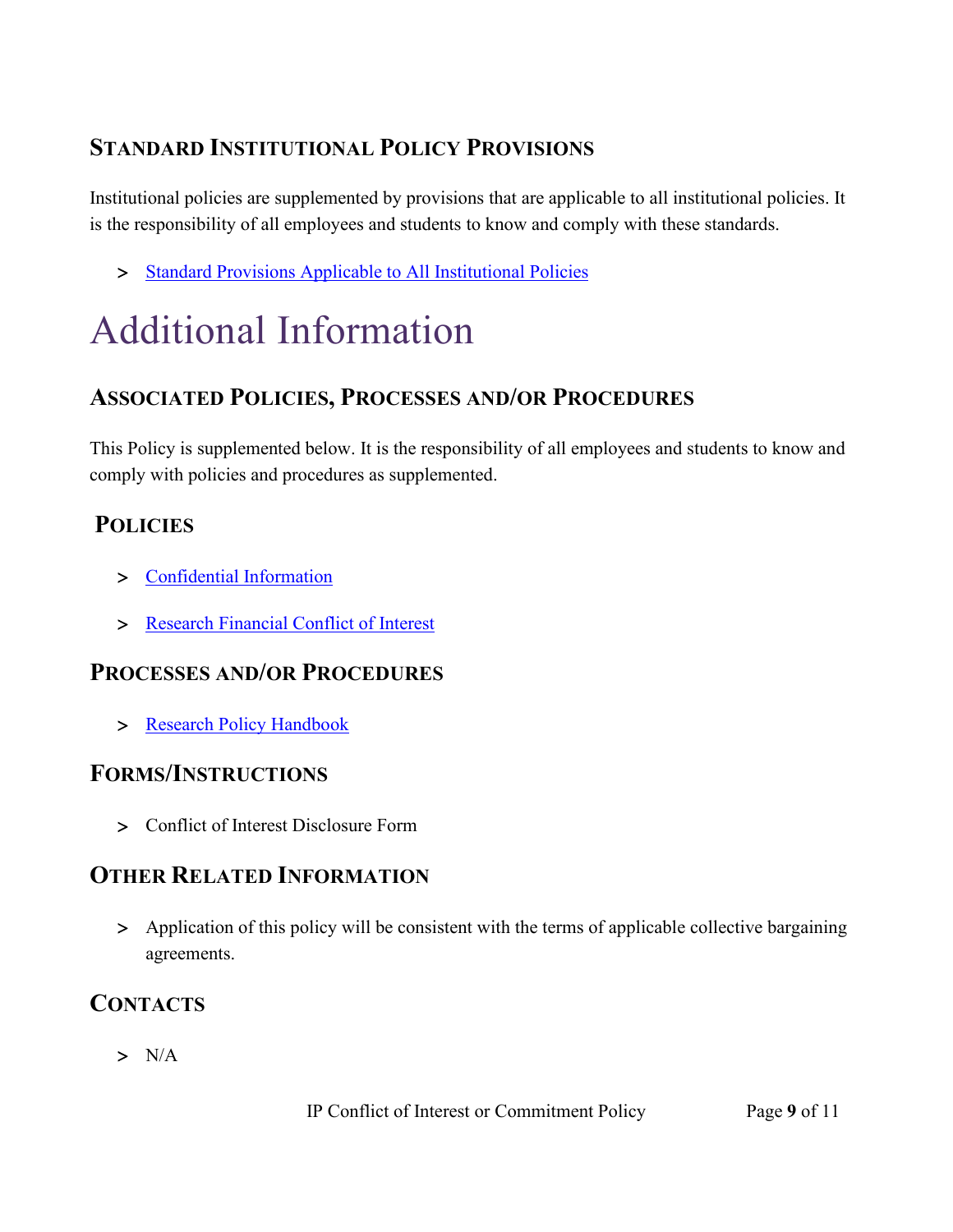### Standard Institutional Policy Provisions

Institutional policies are supplemented by provisions that are applicable to all institutional policies. It is the responsibility of all employees and students to know and comply with these standards.

- Standard Provisions Applicable to All Institutional Policies

# Additional Information

### Associated Policies, Processes and/or Procedures

This Policy is supplemented below. It is the responsibility of all employees and students to know and comply with policies and procedures as supplemented.

### Policies

- Confidential Information
- Research Financial Conflict of Interest

### Processes and/or Procedures

- Research Policy Handbook

### Forms/Instructions

- Conflict of Interest Disclosure Form

### Other Related Information

- Application of this policy will be consistent with the terms of applicable collective bargaining agreements.

### Contacts

- N/A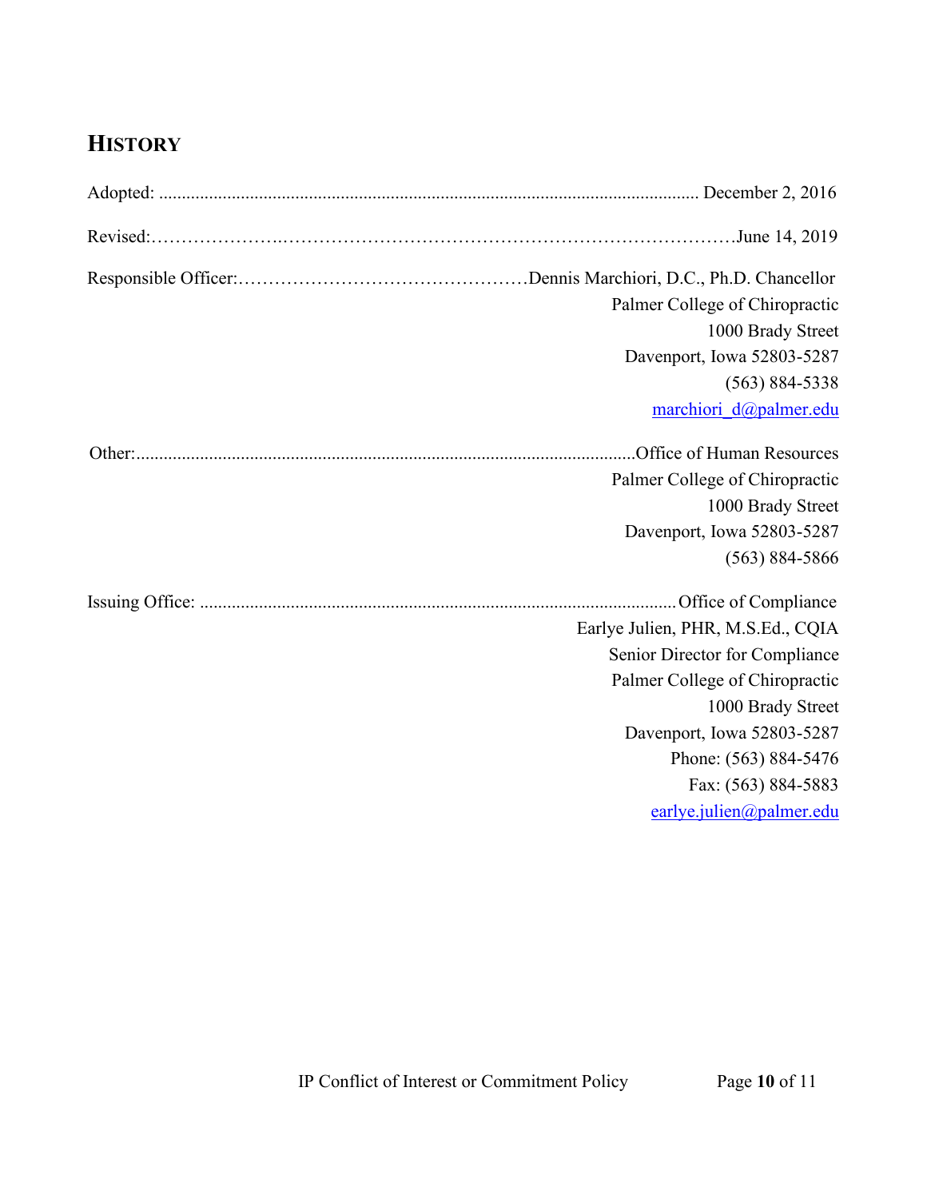## HISTORY

Adopted: ........................................................................................................................ December 2, 2016

Revised:…………………..……………………………………………………………….June 14, 2019

Responsible Officer:…………………………………………Dennis Marchiori, D.C., Ph.D. Chancellor
Palmer College of Chiropractic
1000 Brady Street
Davenport, Iowa 52803-5287
(563) 884-5338
marchiori_d@palmer.edu

Other:............................................................................................................Office of Human Resources
Palmer College of Chiropractic
1000 Brady Street
Davenport, Iowa 52803-5287
(563) 884-5866

Issuing Office: ........................................................................................................Office of Compliance
Earlye Julien, PHR, M.S.Ed., CQIA
Senior Director for Compliance
Palmer College of Chiropractic
1000 Brady Street
Davenport, Iowa 52803-5287
Phone: (563) 884-5476
Fax: (563) 884-5883
earlye.julien@palmer.edu